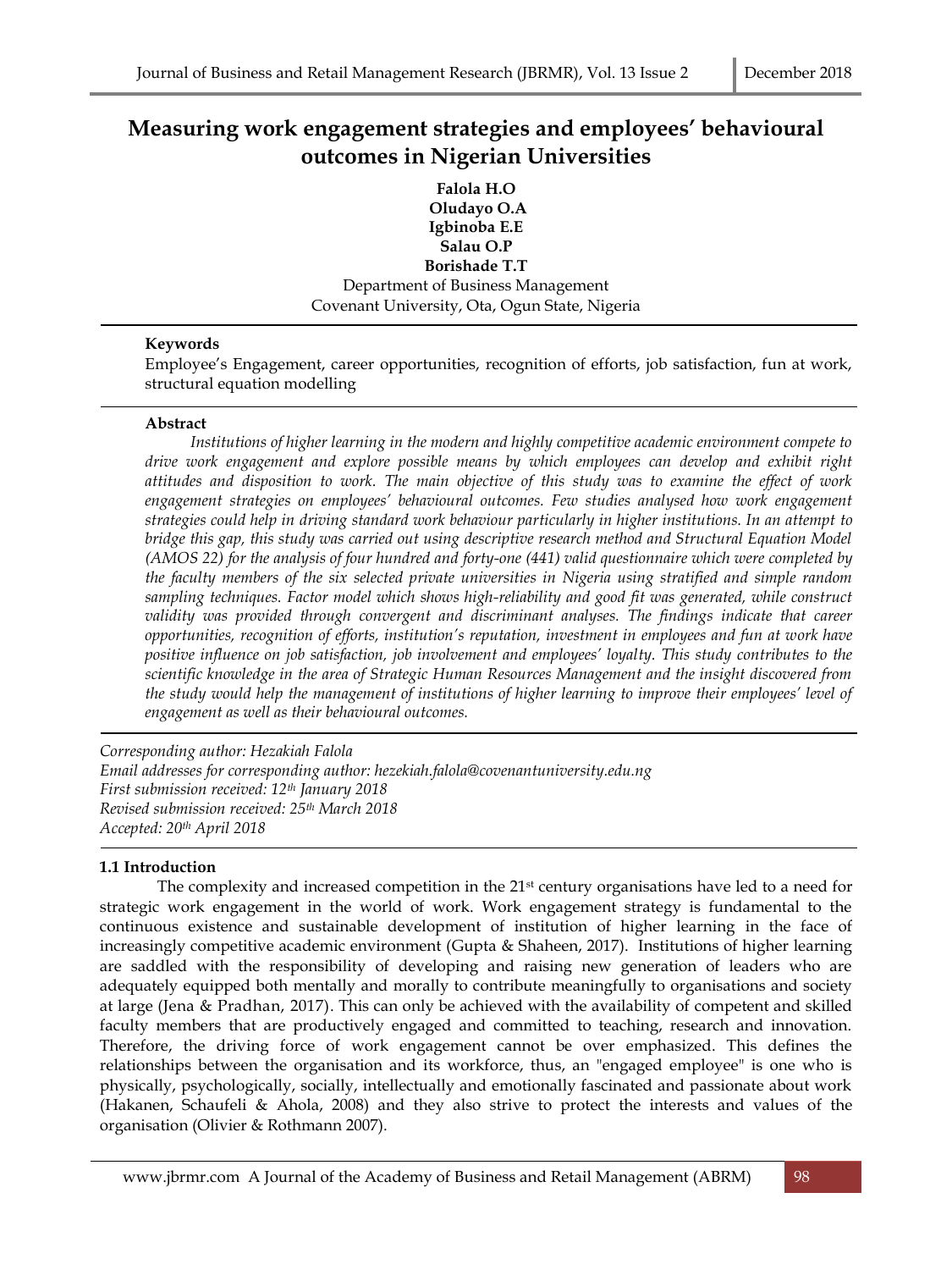# Measuring work engagement strategies and employees' behavioural outcomes in Nigerian Universities

**Falola H.O**
**Oludayo O.A**
**Igbinoba E.E**
**Salau O.P**
**Borishade T.T**
Department of Business Management
Covenant University, Ota, Ogun State, Nigeria

### Keywords

Employee's Engagement, career opportunities, recognition of efforts, job satisfaction, fun at work, structural equation modelling

### Abstract

*Institutions of higher learning in the modern and highly competitive academic environment compete to drive work engagement and explore possible means by which employees can develop and exhibit right attitudes and disposition to work. The main objective of this study was to examine the effect of work engagement strategies on employees' behavioural outcomes. Few studies analysed how work engagement strategies could help in driving standard work behaviour particularly in higher institutions. In an attempt to bridge this gap, this study was carried out using descriptive research method and Structural Equation Model (AMOS 22) for the analysis of four hundred and forty-one (441) valid questionnaire which were completed by the faculty members of the six selected private universities in Nigeria using stratified and simple random sampling techniques. Factor model which shows high-reliability and good fit was generated, while construct validity was provided through convergent and discriminant analyses. The findings indicate that career opportunities, recognition of efforts, institution's reputation, investment in employees and fun at work have positive influence on job satisfaction, job involvement and employees' loyalty. This study contributes to the scientific knowledge in the area of Strategic Human Resources Management and the insight discovered from the study would help the management of institutions of higher learning to improve their employees' level of engagement as well as their behavioural outcomes.*

*Corresponding author: Hezakiah Falola*
*Email addresses for corresponding author: hezekiah.falola@covenantuniversity.edu.ng*
*First submission received: 12th January 2018*
*Revised submission received: 25th March 2018*
*Accepted: 20th April 2018*

### 1.1 Introduction

The complexity and increased competition in the 21st century organisations have led to a need for strategic work engagement in the world of work. Work engagement strategy is fundamental to the continuous existence and sustainable development of institution of higher learning in the face of increasingly competitive academic environment (Gupta & Shaheen, 2017). Institutions of higher learning are saddled with the responsibility of developing and raising new generation of leaders who are adequately equipped both mentally and morally to contribute meaningfully to organisations and society at large (Jena & Pradhan, 2017). This can only be achieved with the availability of competent and skilled faculty members that are productively engaged and committed to teaching, research and innovation. Therefore, the driving force of work engagement cannot be over emphasized. This defines the relationships between the organisation and its workforce, thus, an "engaged employee" is one who is physically, psychologically, socially, intellectually and emotionally fascinated and passionate about work (Hakanen, Schaufeli & Ahola, 2008) and they also strive to protect the interests and values of the organisation (Olivier & Rothmann 2007).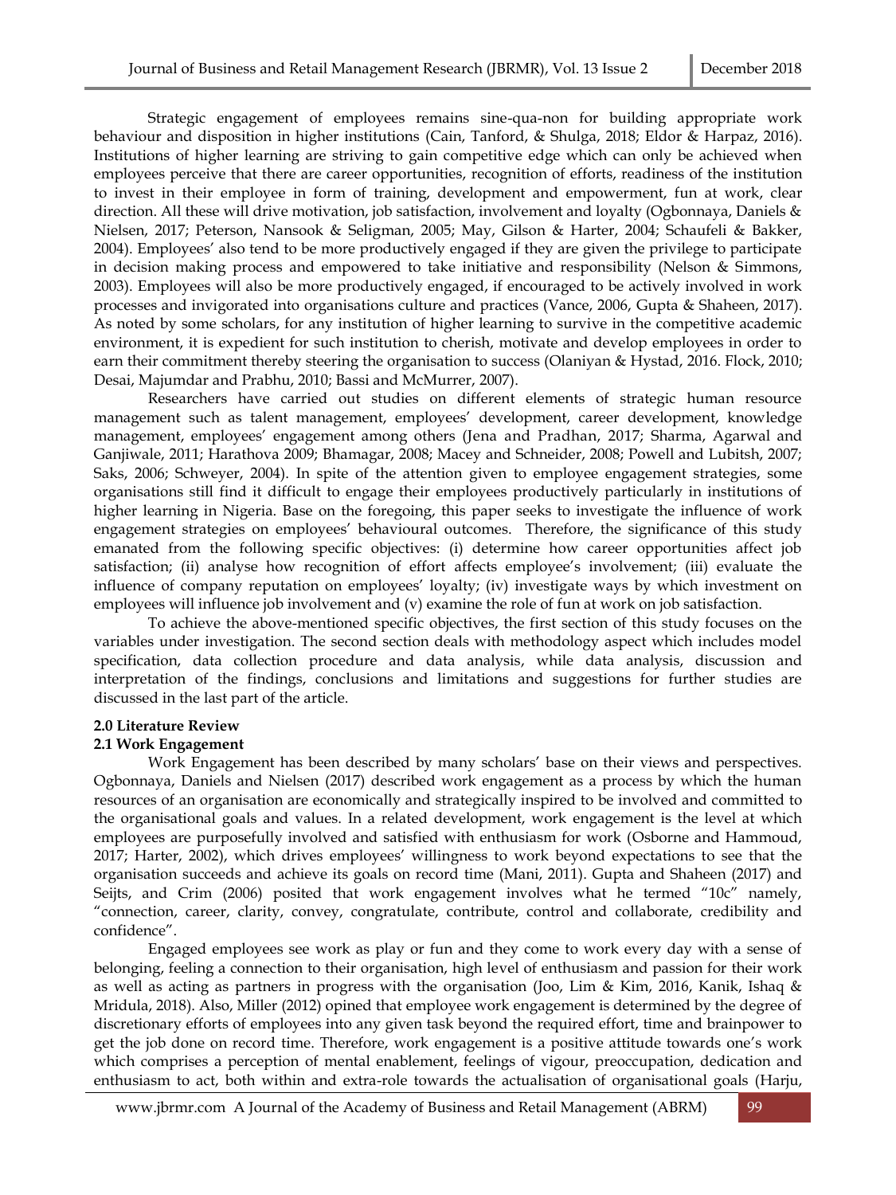Strategic engagement of employees remains sine-qua-non for building appropriate work behaviour and disposition in higher institutions (Cain, Tanford, & Shulga, 2018; Eldor & Harpaz, 2016). Institutions of higher learning are striving to gain competitive edge which can only be achieved when employees perceive that there are career opportunities, recognition of efforts, readiness of the institution to invest in their employee in form of training, development and empowerment, fun at work, clear direction. All these will drive motivation, job satisfaction, involvement and loyalty (Ogbonnaya, Daniels & Nielsen, 2017; Peterson, Nansook & Seligman, 2005; May, Gilson & Harter, 2004; Schaufeli & Bakker, 2004). Employees' also tend to be more productively engaged if they are given the privilege to participate in decision making process and empowered to take initiative and responsibility (Nelson & Simmons, 2003). Employees will also be more productively engaged, if encouraged to be actively involved in work processes and invigorated into organisations culture and practices (Vance, 2006, Gupta & Shaheen, 2017). As noted by some scholars, for any institution of higher learning to survive in the competitive academic environment, it is expedient for such institution to cherish, motivate and develop employees in order to earn their commitment thereby steering the organisation to success (Olaniyan & Hystad, 2016. Flock, 2010; Desai, Majumdar and Prabhu, 2010; Bassi and McMurrer, 2007).

Researchers have carried out studies on different elements of strategic human resource management such as talent management, employees' development, career development, knowledge management, employees' engagement among others (Jena and Pradhan, 2017; Sharma, Agarwal and Ganjiwale, 2011; Harathova 2009; Bhamagar, 2008; Macey and Schneider, 2008; Powell and Lubitsh, 2007; Saks, 2006; Schweyer, 2004). In spite of the attention given to employee engagement strategies, some organisations still find it difficult to engage their employees productively particularly in institutions of higher learning in Nigeria. Base on the foregoing, this paper seeks to investigate the influence of work engagement strategies on employees' behavioural outcomes. Therefore, the significance of this study emanated from the following specific objectives: (i) determine how career opportunities affect job satisfaction; (ii) analyse how recognition of effort affects employee's involvement; (iii) evaluate the influence of company reputation on employees' loyalty; (iv) investigate ways by which investment on employees will influence job involvement and (v) examine the role of fun at work on job satisfaction.

To achieve the above-mentioned specific objectives, the first section of this study focuses on the variables under investigation. The second section deals with methodology aspect which includes model specification, data collection procedure and data analysis, while data analysis, discussion and interpretation of the findings, conclusions and limitations and suggestions for further studies are discussed in the last part of the article.

## 2.0 Literature Review

### 2.1 Work Engagement

Work Engagement has been described by many scholars' base on their views and perspectives. Ogbonnaya, Daniels and Nielsen (2017) described work engagement as a process by which the human resources of an organisation are economically and strategically inspired to be involved and committed to the organisational goals and values. In a related development, work engagement is the level at which employees are purposefully involved and satisfied with enthusiasm for work (Osborne and Hammoud, 2017; Harter, 2002), which drives employees' willingness to work beyond expectations to see that the organisation succeeds and achieve its goals on record time (Mani, 2011). Gupta and Shaheen (2017) and Seijts, and Crim (2006) posited that work engagement involves what he termed "10c" namely, "connection, career, clarity, convey, congratulate, contribute, control and collaborate, credibility and confidence".

Engaged employees see work as play or fun and they come to work every day with a sense of belonging, feeling a connection to their organisation, high level of enthusiasm and passion for their work as well as acting as partners in progress with the organisation (Joo, Lim & Kim, 2016, Kanik, Ishaq & Mridula, 2018). Also, Miller (2012) opined that employee work engagement is determined by the degree of discretionary efforts of employees into any given task beyond the required effort, time and brainpower to get the job done on record time. Therefore, work engagement is a positive attitude towards one's work which comprises a perception of mental enablement, feelings of vigour, preoccupation, dedication and enthusiasm to act, both within and extra-role towards the actualisation of organisational goals (Harju,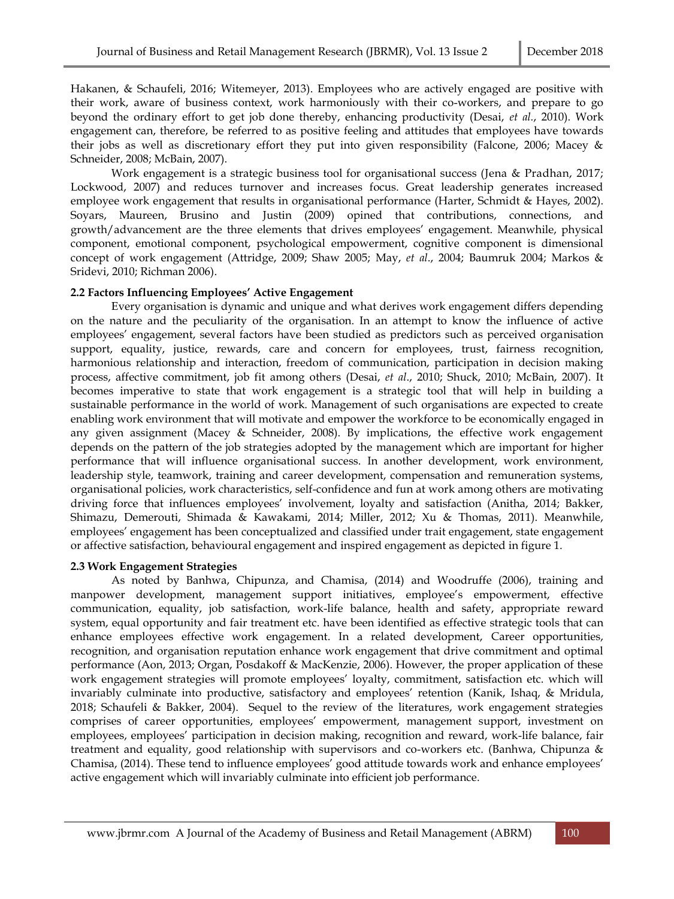Hakanen, & Schaufeli, 2016; Witemeyer, 2013). Employees who are actively engaged are positive with their work, aware of business context, work harmoniously with their co-workers, and prepare to go beyond the ordinary effort to get job done thereby, enhancing productivity (Desai, *et al.*, 2010). Work engagement can, therefore, be referred to as positive feeling and attitudes that employees have towards their jobs as well as discretionary effort they put into given responsibility (Falcone, 2006; Macey & Schneider, 2008; McBain, 2007).

Work engagement is a strategic business tool for organisational success (Jena & Pradhan, 2017; Lockwood, 2007) and reduces turnover and increases focus. Great leadership generates increased employee work engagement that results in organisational performance (Harter, Schmidt & Hayes, 2002). Soyars, Maureen, Brusino and Justin (2009) opined that contributions, connections, and growth/advancement are the three elements that drives employees' engagement. Meanwhile, physical component, emotional component, psychological empowerment, cognitive component is dimensional concept of work engagement (Attridge, 2009; Shaw 2005; May, *et al*., 2004; Baumruk 2004; Markos & Sridevi, 2010; Richman 2006).

### 2.2 Factors Influencing Employees' Active Engagement

Every organisation is dynamic and unique and what derives work engagement differs depending on the nature and the peculiarity of the organisation. In an attempt to know the influence of active employees' engagement, several factors have been studied as predictors such as perceived organisation support, equality, justice, rewards, care and concern for employees, trust, fairness recognition, harmonious relationship and interaction, freedom of communication, participation in decision making process, affective commitment, job fit among others (Desai, *et al*., 2010; Shuck, 2010; McBain, 2007). It becomes imperative to state that work engagement is a strategic tool that will help in building a sustainable performance in the world of work. Management of such organisations are expected to create enabling work environment that will motivate and empower the workforce to be economically engaged in any given assignment (Macey & Schneider, 2008). By implications, the effective work engagement depends on the pattern of the job strategies adopted by the management which are important for higher performance that will influence organisational success. In another development, work environment, leadership style, teamwork, training and career development, compensation and remuneration systems, organisational policies, work characteristics, self-confidence and fun at work among others are motivating driving force that influences employees' involvement, loyalty and satisfaction (Anitha, 2014; Bakker, Shimazu, Demerouti, Shimada & Kawakami, 2014; Miller, 2012; Xu & Thomas, 2011). Meanwhile, employees' engagement has been conceptualized and classified under trait engagement, state engagement or affective satisfaction, behavioural engagement and inspired engagement as depicted in figure 1.

### 2.3 Work Engagement Strategies

As noted by Banhwa, Chipunza, and Chamisa, (2014) and Woodruffe (2006), training and manpower development, management support initiatives, employee's empowerment, effective communication, equality, job satisfaction, work-life balance, health and safety, appropriate reward system, equal opportunity and fair treatment etc. have been identified as effective strategic tools that can enhance employees effective work engagement. In a related development, Career opportunities, recognition, and organisation reputation enhance work engagement that drive commitment and optimal performance (Aon, 2013; Organ, Posdakoff & MacKenzie, 2006). However, the proper application of these work engagement strategies will promote employees' loyalty, commitment, satisfaction etc. which will invariably culminate into productive, satisfactory and employees' retention (Kanik, Ishaq, & Mridula, 2018; Schaufeli & Bakker, 2004). Sequel to the review of the literatures, work engagement strategies comprises of career opportunities, employees' empowerment, management support, investment on employees, employees' participation in decision making, recognition and reward, work-life balance, fair treatment and equality, good relationship with supervisors and co-workers etc. (Banhwa, Chipunza & Chamisa, (2014). These tend to influence employees' good attitude towards work and enhance employees' active engagement which will invariably culminate into efficient job performance.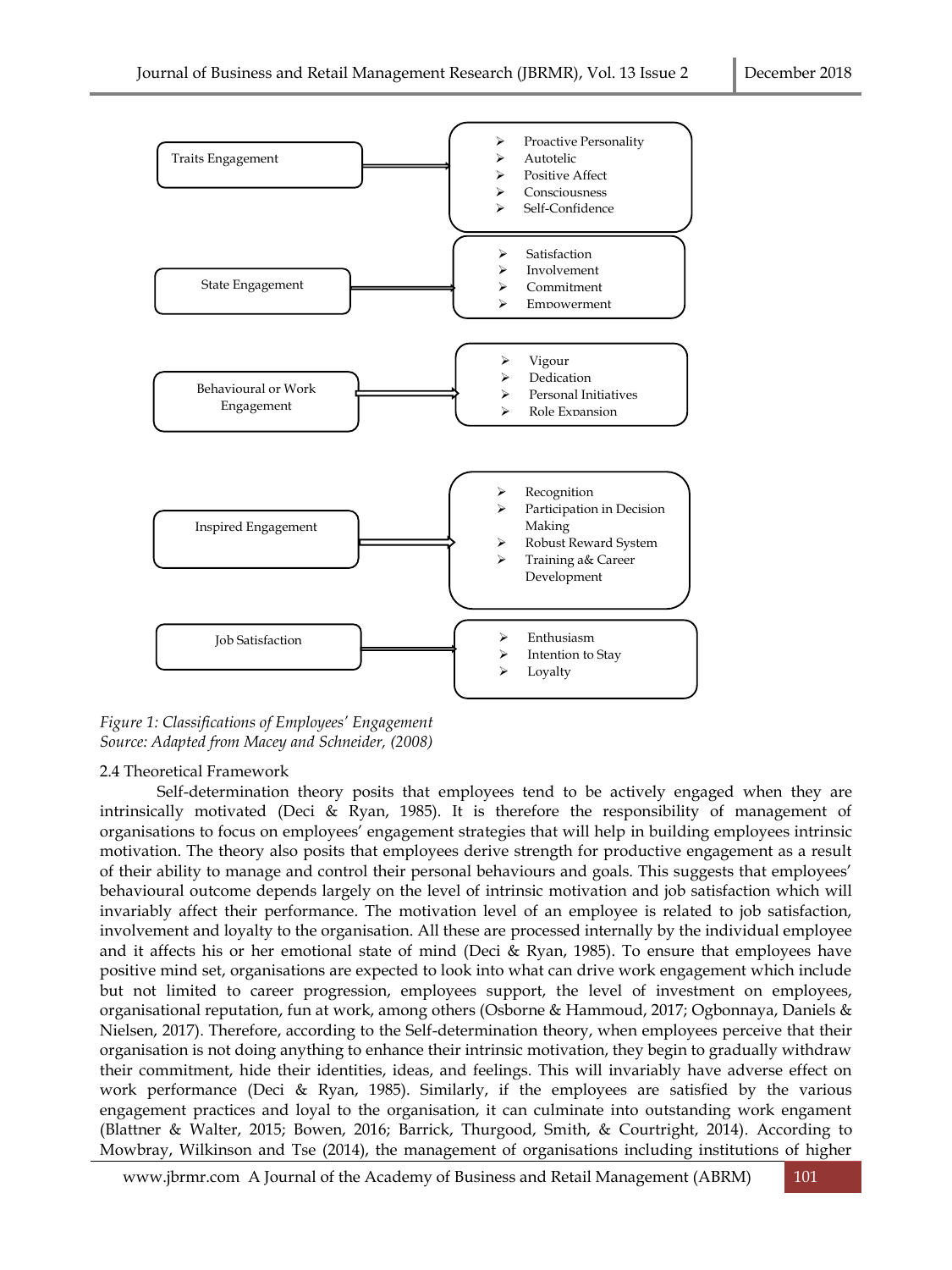| Classification | Components |
| --- | --- |
| Traits Engagement | Proactive Personality; Autotelic; Positive Affect; Consciousness; Self-Confidence |
| State Engagement | Satisfaction; Involvement; Commitment; Empowerment |
| Behavioural or Work Engagement | Vigour; Dedication; Personal Initiatives; Role Expansion |
| Inspired Engagement | Recognition; Participation in Decision Making; Robust Reward System; Training a& Career Development |
| Job Satisfaction | Enthusiasm; Intention to Stay; Loyalty |

*Figure 1: Classifications of Employees' Engagement*
*Source: Adapted from Macey and Schneider, (2008)*

## 2.4 Theoretical Framework

Self-determination theory posits that employees tend to be actively engaged when they are intrinsically motivated (Deci & Ryan, 1985). It is therefore the responsibility of management of organisations to focus on employees' engagement strategies that will help in building employees intrinsic motivation. The theory also posits that employees derive strength for productive engagement as a result of their ability to manage and control their personal behaviours and goals. This suggests that employees' behavioural outcome depends largely on the level of intrinsic motivation and job satisfaction which will invariably affect their performance. The motivation level of an employee is related to job satisfaction, involvement and loyalty to the organisation. All these are processed internally by the individual employee and it affects his or her emotional state of mind (Deci & Ryan, 1985). To ensure that employees have positive mind set, organisations are expected to look into what can drive work engagement which include but not limited to career progression, employees support, the level of investment on employees, organisational reputation, fun at work, among others (Osborne & Hammoud, 2017; Ogbonnaya, Daniels & Nielsen, 2017). Therefore, according to the Self-determination theory, when employees perceive that their organisation is not doing anything to enhance their intrinsic motivation, they begin to gradually withdraw their commitment, hide their identities, ideas, and feelings. This will invariably have adverse effect on work performance (Deci & Ryan, 1985). Similarly, if the employees are satisfied by the various engagement practices and loyal to the organisation, it can culminate into outstanding work engament (Blattner & Walter, 2015; Bowen, 2016; Barrick, Thurgood, Smith, & Courtright, 2014). According to Mowbray, Wilkinson and Tse (2014), the management of organisations including institutions of higher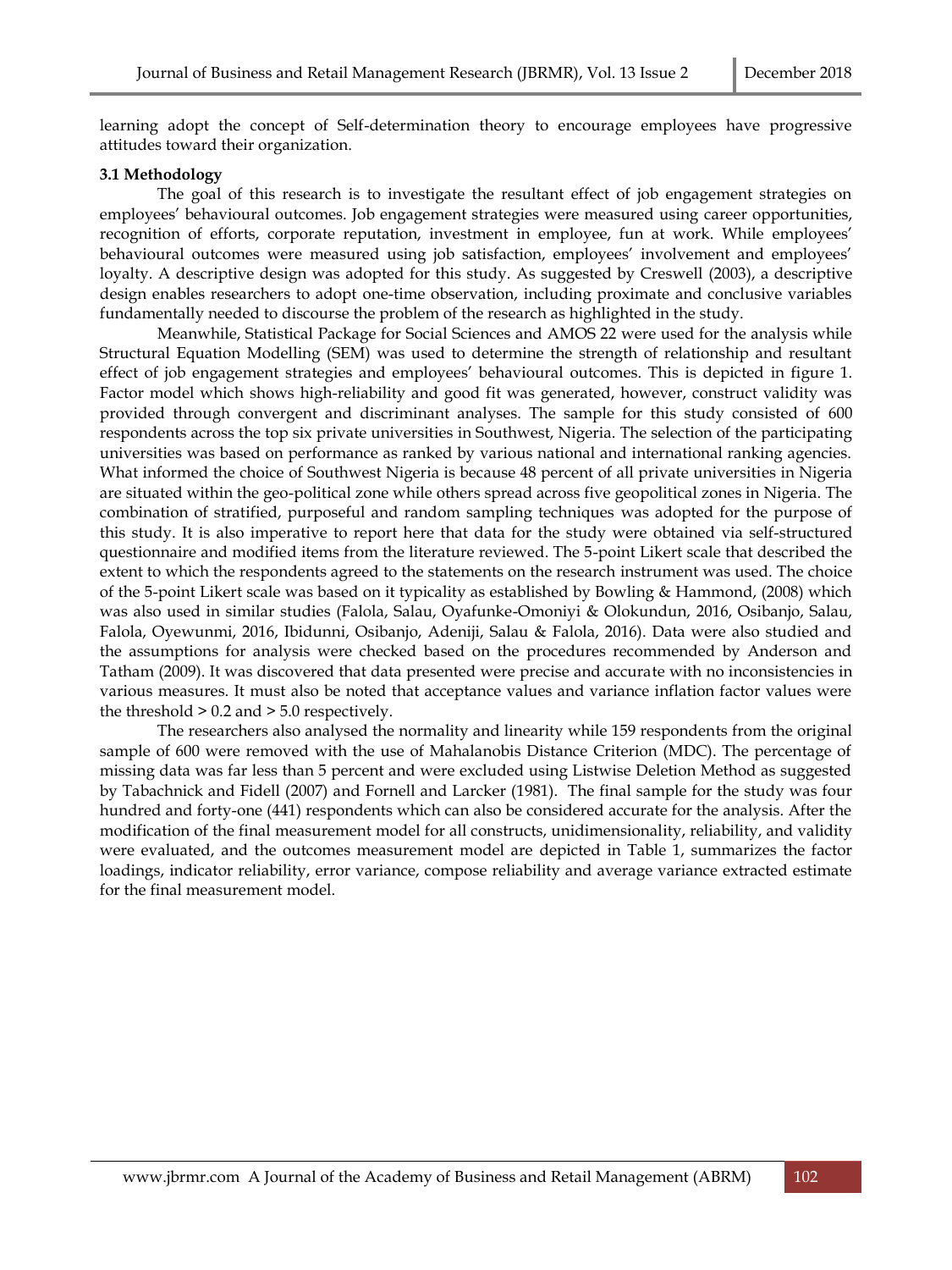learning adopt the concept of Self-determination theory to encourage employees have progressive attitudes toward their organization.

**3.1 Methodology**

The goal of this research is to investigate the resultant effect of job engagement strategies on employees' behavioural outcomes. Job engagement strategies were measured using career opportunities, recognition of efforts, corporate reputation, investment in employee, fun at work. While employees' behavioural outcomes were measured using job satisfaction, employees' involvement and employees' loyalty. A descriptive design was adopted for this study. As suggested by Creswell (2003), a descriptive design enables researchers to adopt one-time observation, including proximate and conclusive variables fundamentally needed to discourse the problem of the research as highlighted in the study.

Meanwhile, Statistical Package for Social Sciences and AMOS 22 were used for the analysis while Structural Equation Modelling (SEM) was used to determine the strength of relationship and resultant effect of job engagement strategies and employees' behavioural outcomes. This is depicted in figure 1. Factor model which shows high-reliability and good fit was generated, however, construct validity was provided through convergent and discriminant analyses. The sample for this study consisted of 600 respondents across the top six private universities in Southwest, Nigeria. The selection of the participating universities was based on performance as ranked by various national and international ranking agencies. What informed the choice of Southwest Nigeria is because 48 percent of all private universities in Nigeria are situated within the geo-political zone while others spread across five geopolitical zones in Nigeria. The combination of stratified, purposeful and random sampling techniques was adopted for the purpose of this study. It is also imperative to report here that data for the study were obtained via self-structured questionnaire and modified items from the literature reviewed. The 5-point Likert scale that described the extent to which the respondents agreed to the statements on the research instrument was used. The choice of the 5-point Likert scale was based on it typicality as established by Bowling & Hammond, (2008) which was also used in similar studies (Falola, Salau, Oyafunke-Omoniyi & Olokundun, 2016, Osibanjo, Salau, Falola, Oyewunmi, 2016, Ibidunni, Osibanjo, Adeniji, Salau & Falola, 2016). Data were also studied and the assumptions for analysis were checked based on the procedures recommended by Anderson and Tatham (2009). It was discovered that data presented were precise and accurate with no inconsistencies in various measures. It must also be noted that acceptance values and variance inflation factor values were the threshold > 0.2 and > 5.0 respectively.

The researchers also analysed the normality and linearity while 159 respondents from the original sample of 600 were removed with the use of Mahalanobis Distance Criterion (MDC). The percentage of missing data was far less than 5 percent and were excluded using Listwise Deletion Method as suggested by Tabachnick and Fidell (2007) and Fornell and Larcker (1981). The final sample for the study was four hundred and forty-one (441) respondents which can also be considered accurate for the analysis. After the modification of the final measurement model for all constructs, unidimensionality, reliability, and validity were evaluated, and the outcomes measurement model are depicted in Table 1, summarizes the factor loadings, indicator reliability, error variance, compose reliability and average variance extracted estimate for the final measurement model.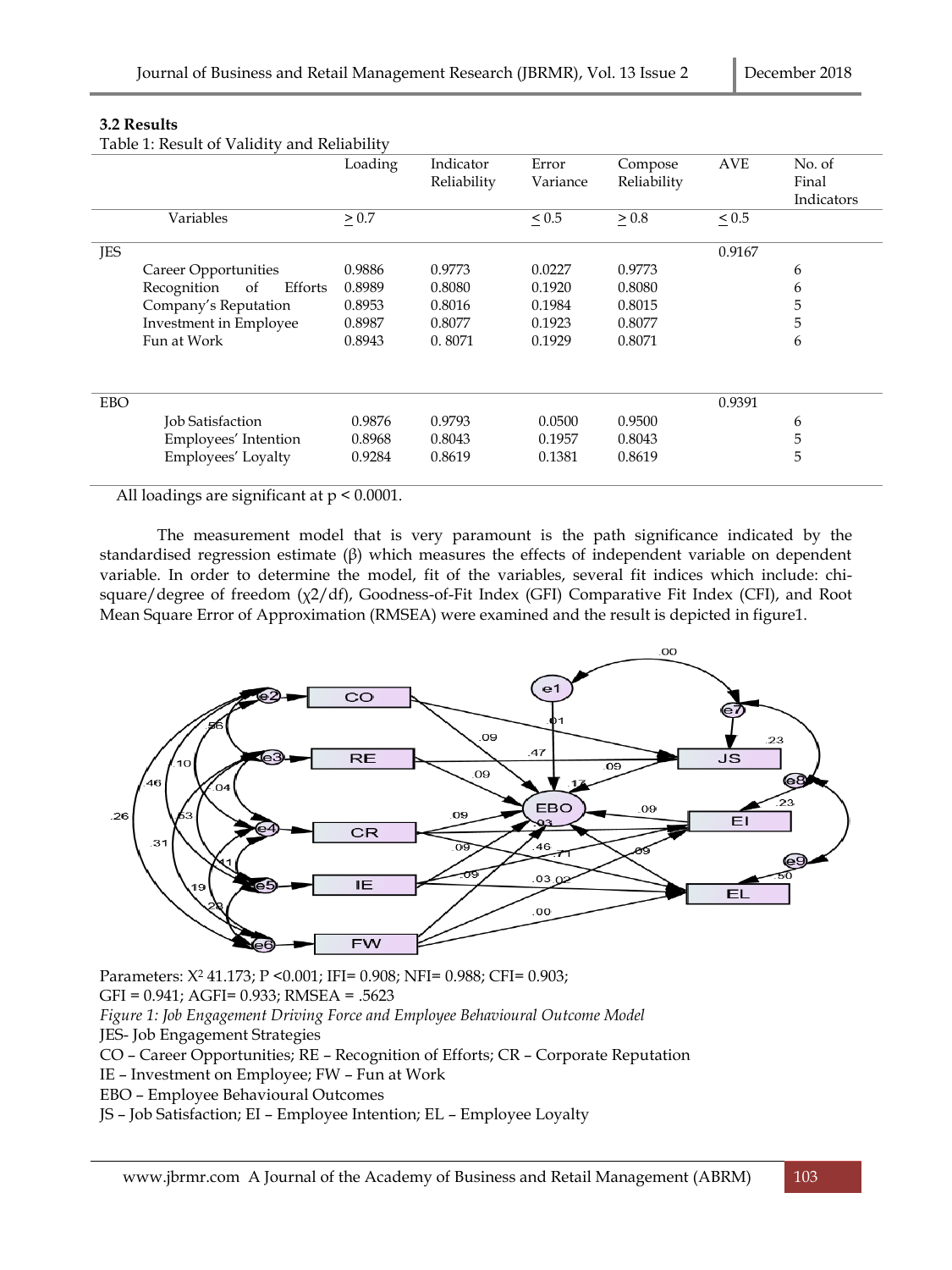### 3.2 Results

Table 1: Result of Validity and Reliability

| | Loading | Indicator Reliability | Error Variance | Compose Reliability | AVE | No. of Final Indicators |
|---|---|---|---|---|---|---|
| Variables | $\geq 0.7$ | | $\leq 0.5$ | $\geq 0.8$ | $\leq 0.5$ | |
| JES | | | | | 0.9167 | |
| Career Opportunities | 0.9886 | 0.9773 | 0.0227 | 0.9773 | | 6 |
| Recognition of Efforts | 0.8989 | 0.8080 | 0.1920 | 0.8080 | | 6 |
| Company's Reputation | 0.8953 | 0.8016 | 0.1984 | 0.8015 | | 5 |
| Investment in Employee | 0.8987 | 0.8077 | 0.1923 | 0.8077 | | 5 |
| Fun at Work | 0.8943 | 0. 8071 | 0.1929 | 0.8071 | | 6 |
| EBO | | | | | 0.9391 | |
| Job Satisfaction | 0.9876 | 0.9793 | 0.0500 | 0.9500 | | 6 |
| Employees' Intention | 0.8968 | 0.8043 | 0.1957 | 0.8043 | | 5 |
| Employees' Loyalty | 0.9284 | 0.8619 | 0.1381 | 0.8619 | | 5 |

All loadings are significant at $p < 0.0001$.

The measurement model that is very paramount is the path significance indicated by the standardised regression estimate (β) which measures the effects of independent variable on dependent variable. In order to determine the model, fit of the variables, several fit indices which include: chi-square/degree of freedom ($\chi 2/df$), Goodness-of-Fit Index (GFI) Comparative Fit Index (CFI), and Root Mean Square Error of Approximation (RMSEA) were examined and the result is depicted in figure1.

Parameters: $X^2$ 41.173; P <0.001; IFI= 0.908; NFI= 0.988; CFI= 0.903; GFI = 0.941; AGFI= 0.933; RMSEA = .5623

*Figure 1: Job Engagement Driving Force and Employee Behavioural Outcome Model*

JES- Job Engagement Strategies

CO – Career Opportunities; RE – Recognition of Efforts; CR – Corporate Reputation

IE – Investment on Employee; FW – Fun at Work

EBO – Employee Behavioural Outcomes

JS – Job Satisfaction; EI – Employee Intention; EL – Employee Loyalty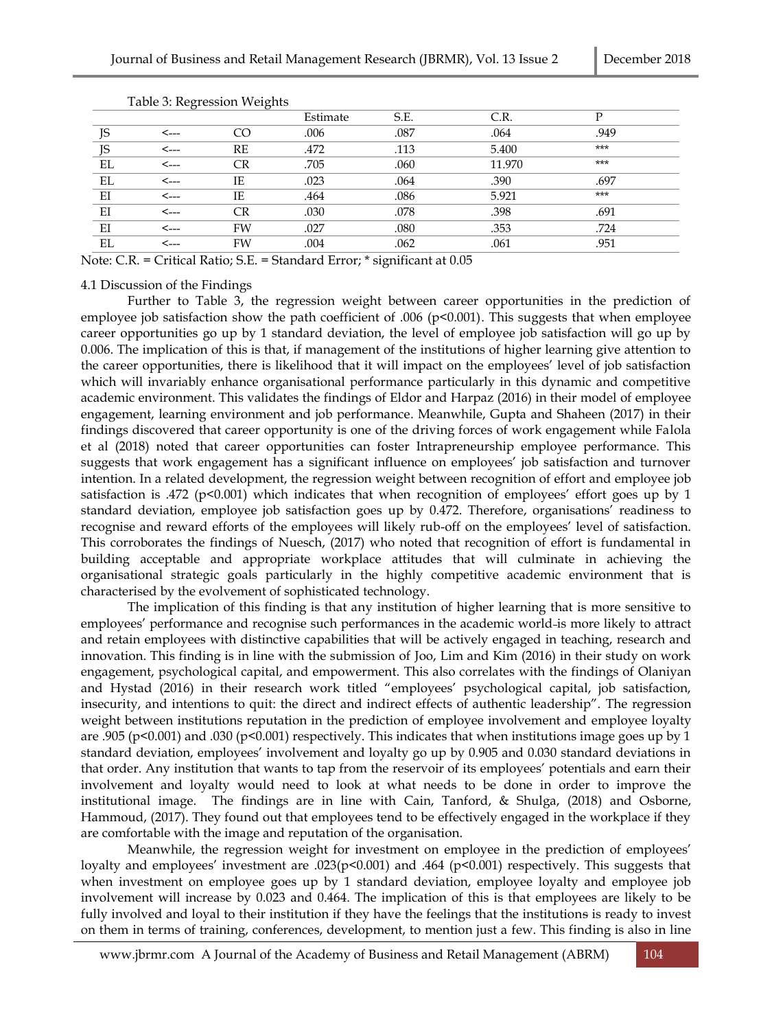Table 3: Regression Weights

| | | | Estimate | S.E. | C.R. | P |
|---|---|---|---|---|---|---|
| JS | <--- | CO | .006 | .087 | .064 | .949 |
| JS | <--- | RE | .472 | .113 | 5.400 | *** |
| EL | <--- | CR | .705 | .060 | 11.970 | *** |
| EL | <--- | IE | .023 | .064 | .390 | .697 |
| EI | <--- | IE | .464 | .086 | 5.921 | *** |
| EI | <--- | CR | .030 | .078 | .398 | .691 |
| EI | <--- | FW | .027 | .080 | .353 | .724 |
| EL | <--- | FW | .004 | .062 | .061 | .951 |

Note: C.R. = Critical Ratio; S.E. = Standard Error; * significant at 0.05

### 4.1 Discussion of the Findings

Further to Table 3, the regression weight between career opportunities in the prediction of employee job satisfaction show the path coefficient of .006 ($p<0.001$). This suggests that when employee career opportunities go up by 1 standard deviation, the level of employee job satisfaction will go up by 0.006. The implication of this is that, if management of the institutions of higher learning give attention to the career opportunities, there is likelihood that it will impact on the employees' level of job satisfaction which will invariably enhance organisational performance particularly in this dynamic and competitive academic environment. This validates the findings of Eldor and Harpaz (2016) in their model of employee engagement, learning environment and job performance. Meanwhile, Gupta and Shaheen (2017) in their findings discovered that career opportunity is one of the driving forces of work engagement while Falola et al (2018) noted that career opportunities can foster Intrapreneurship employee performance. This suggests that work engagement has a significant influence on employees' job satisfaction and turnover intention. In a related development, the regression weight between recognition of effort and employee job satisfaction is .472 ($p<0.001$) which indicates that when recognition of employees' effort goes up by 1 standard deviation, employee job satisfaction goes up by 0.472. Therefore, organisations' readiness to recognise and reward efforts of the employees will likely rub-off on the employees' level of satisfaction. This corroborates the findings of Nuesch, (2017) who noted that recognition of effort is fundamental in building acceptable and appropriate workplace attitudes that will culminate in achieving the organisational strategic goals particularly in the highly competitive academic environment that is characterised by the evolvement of sophisticated technology.

The implication of this finding is that any institution of higher learning that is more sensitive to employees' performance and recognise such performances in the academic world is more likely to attract and retain employees with distinctive capabilities that will be actively engaged in teaching, research and innovation. This finding is in line with the submission of Joo, Lim and Kim (2016) in their study on work engagement, psychological capital, and empowerment. This also correlates with the findings of Olaniyan and Hystad (2016) in their research work titled "employees' psychological capital, job satisfaction, insecurity, and intentions to quit: the direct and indirect effects of authentic leadership". The regression weight between institutions reputation in the prediction of employee involvement and employee loyalty are .905 ($p<0.001$) and .030 ($p<0.001$) respectively. This indicates that when institutions image goes up by 1 standard deviation, employees' involvement and loyalty go up by 0.905 and 0.030 standard deviations in that order. Any institution that wants to tap from the reservoir of its employees' potentials and earn their involvement and loyalty would need to look at what needs to be done in order to improve the institutional image. The findings are in line with Cain, Tanford, & Shulga, (2018) and Osborne, Hammoud, (2017). They found out that employees tend to be effectively engaged in the workplace if they are comfortable with the image and reputation of the organisation.

Meanwhile, the regression weight for investment on employee in the prediction of employees' loyalty and employees' investment are .023($p<0.001$) and .464 ($p<0.001$) respectively. This suggests that when investment on employee goes up by 1 standard deviation, employee loyalty and employee job involvement will increase by 0.023 and 0.464. The implication of this is that employees are likely to be fully involved and loyal to their institution if they have the feelings that the institutions is ready to invest on them in terms of training, conferences, development, to mention just a few. This finding is also in line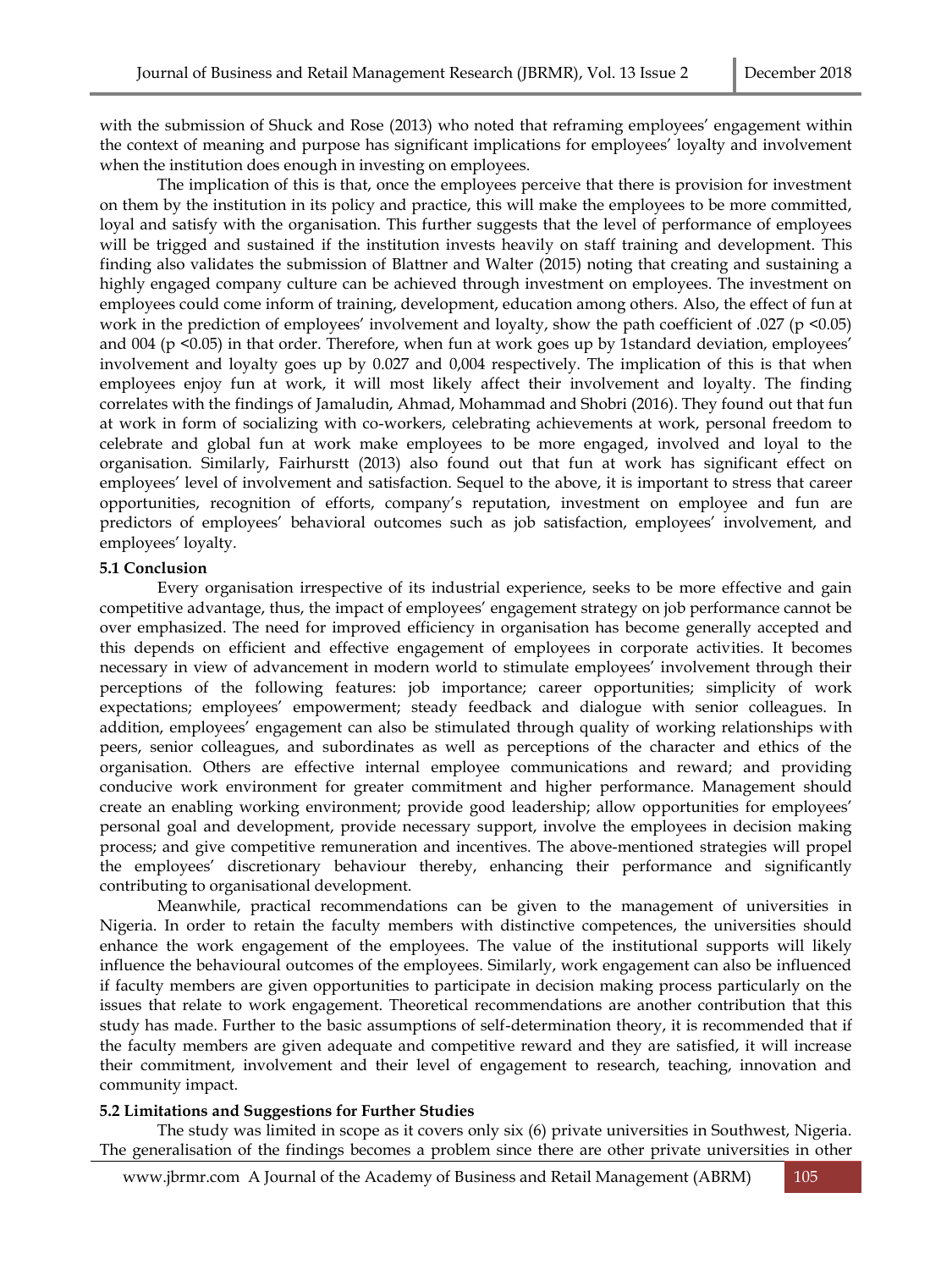with the submission of Shuck and Rose (2013) who noted that reframing employees' engagement within the context of meaning and purpose has significant implications for employees' loyalty and involvement when the institution does enough in investing on employees.

The implication of this is that, once the employees perceive that there is provision for investment on them by the institution in its policy and practice, this will make the employees to be more committed, loyal and satisfy with the organisation. This further suggests that the level of performance of employees will be trigged and sustained if the institution invests heavily on staff training and development. This finding also validates the submission of Blattner and Walter (2015) noting that creating and sustaining a highly engaged company culture can be achieved through investment on employees. The investment on employees could come inform of training, development, education among others. Also, the effect of fun at work in the prediction of employees' involvement and loyalty, show the path coefficient of .027 ($p < 0.05$) and 004 ($p < 0.05$) in that order. Therefore, when fun at work goes up by 1standard deviation, employees' involvement and loyalty goes up by 0.027 and 0,004 respectively. The implication of this is that when employees enjoy fun at work, it will most likely affect their involvement and loyalty. The finding correlates with the findings of Jamaludin, Ahmad, Mohammad and Shobri (2016). They found out that fun at work in form of socializing with co-workers, celebrating achievements at work, personal freedom to celebrate and global fun at work make employees to be more engaged, involved and loyal to the organisation. Similarly, Fairhurstt (2013) also found out that fun at work has significant effect on employees' level of involvement and satisfaction. Sequel to the above, it is important to stress that career opportunities, recognition of efforts, company's reputation, investment on employee and fun are predictors of employees' behavioral outcomes such as job satisfaction, employees' involvement, and employees' loyalty.

### 5.1 Conclusion

Every organisation irrespective of its industrial experience, seeks to be more effective and gain competitive advantage, thus, the impact of employees' engagement strategy on job performance cannot be over emphasized. The need for improved efficiency in organisation has become generally accepted and this depends on efficient and effective engagement of employees in corporate activities. It becomes necessary in view of advancement in modern world to stimulate employees' involvement through their perceptions of the following features: job importance; career opportunities; simplicity of work expectations; employees' empowerment; steady feedback and dialogue with senior colleagues. In addition, employees' engagement can also be stimulated through quality of working relationships with peers, senior colleagues, and subordinates as well as perceptions of the character and ethics of the organisation. Others are effective internal employee communications and reward; and providing conducive work environment for greater commitment and higher performance. Management should create an enabling working environment; provide good leadership; allow opportunities for employees' personal goal and development, provide necessary support, involve the employees in decision making process; and give competitive remuneration and incentives. The above-mentioned strategies will propel the employees' discretionary behaviour thereby, enhancing their performance and significantly contributing to organisational development.

Meanwhile, practical recommendations can be given to the management of universities in Nigeria. In order to retain the faculty members with distinctive competences, the universities should enhance the work engagement of the employees. The value of the institutional supports will likely influence the behavioural outcomes of the employees. Similarly, work engagement can also be influenced if faculty members are given opportunities to participate in decision making process particularly on the issues that relate to work engagement. Theoretical recommendations are another contribution that this study has made. Further to the basic assumptions of self-determination theory, it is recommended that if the faculty members are given adequate and competitive reward and they are satisfied, it will increase their commitment, involvement and their level of engagement to research, teaching, innovation and community impact.

### 5.2 Limitations and Suggestions for Further Studies

The study was limited in scope as it covers only six (6) private universities in Southwest, Nigeria. The generalisation of the findings becomes a problem since there are other private universities in other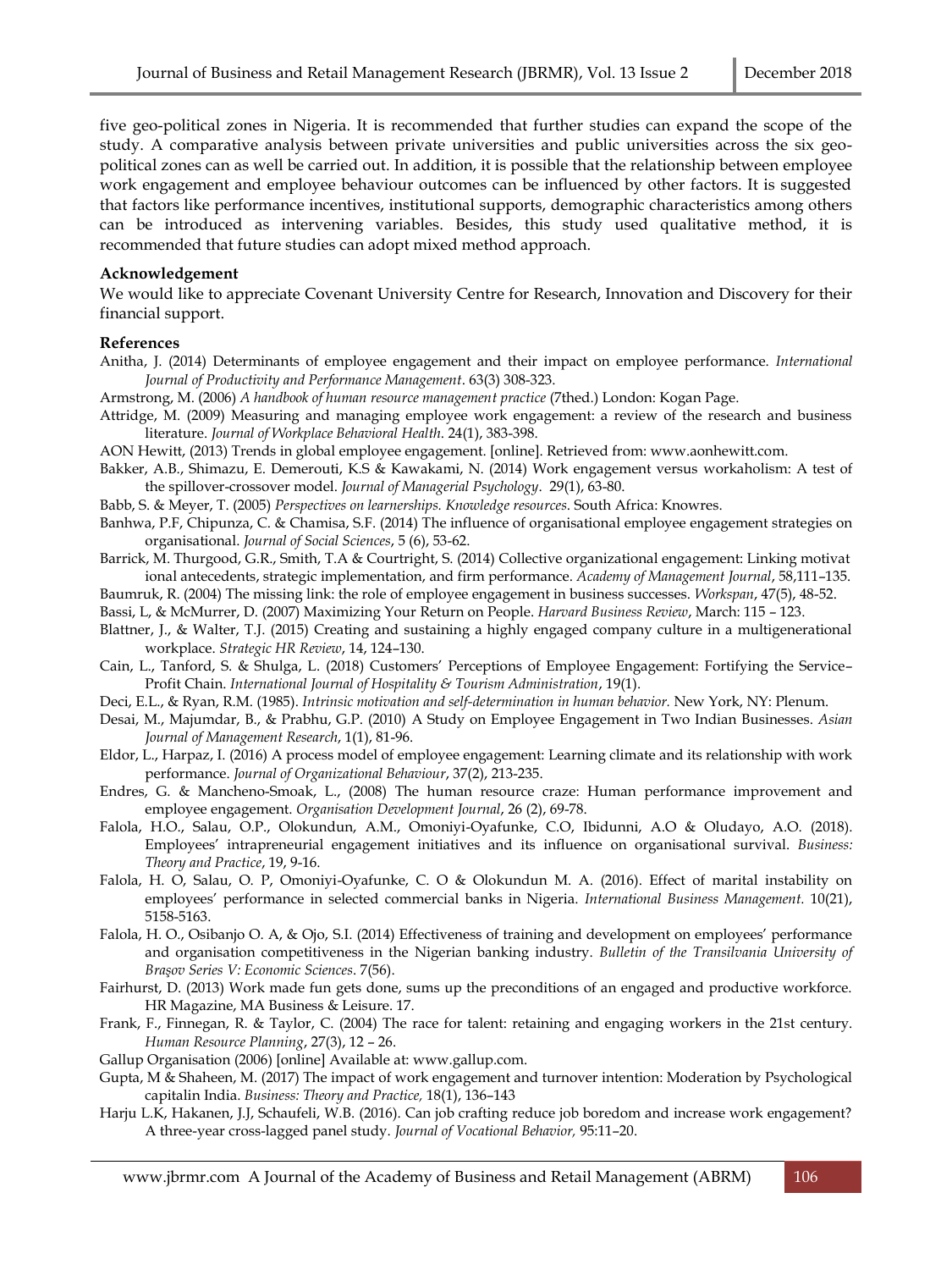five geo-political zones in Nigeria. It is recommended that further studies can expand the scope of the study. A comparative analysis between private universities and public universities across the six geo-political zones can as well be carried out. In addition, it is possible that the relationship between employee work engagement and employee behaviour outcomes can be influenced by other factors. It is suggested that factors like performance incentives, institutional supports, demographic characteristics among others can be introduced as intervening variables. Besides, this study used qualitative method, it is recommended that future studies can adopt mixed method approach.

### Acknowledgement

We would like to appreciate Covenant University Centre for Research, Innovation and Discovery for their financial support.

### References

Anitha, J. (2014) Determinants of employee engagement and their impact on employee performance. *International Journal of Productivity and Performance Management*. 63(3) 308-323.

Armstrong, M. (2006) *A handbook of human resource management practice* (7thed.) London: Kogan Page.

Attridge, M. (2009) Measuring and managing employee work engagement: a review of the research and business literature. *Journal of Workplace Behavioral Health*. 24(1), 383-398.

AON Hewitt, (2013) Trends in global employee engagement. [online]. Retrieved from: www.aonhewitt.com.

Bakker, A.B., Shimazu, E. Demerouti, K.S & Kawakami, N. (2014) Work engagement versus workaholism: A test of the spillover-crossover model. *Journal of Managerial Psychology*. 29(1), 63-80.

Babb, S. & Meyer, T. (2005) *Perspectives on learnerships. Knowledge resources*. South Africa: Knowres.

Banhwa, P.F, Chipunza, C. & Chamisa, S.F. (2014) The influence of organisational employee engagement strategies on organisational. *Journal of Social Sciences*, 5 (6), 53-62.

Barrick, M. Thurgood, G.R., Smith, T.A & Courtright, S. (2014) Collective organizational engagement: Linking motivat ional antecedents, strategic implementation, and firm performance. *Academy of Management Journal*, 58,111–135.

Baumruk, R. (2004) The missing link: the role of employee engagement in business successes. *Workspan*, 47(5), 48-52.

Bassi, L, & McMurrer, D. (2007) Maximizing Your Return on People. *Harvard Business Review*, March: 115 – 123.

Blattner, J., & Walter, T.J. (2015) Creating and sustaining a highly engaged company culture in a multigenerational workplace. *Strategic HR Review*, 14, 124–130.

Cain, L., Tanford, S. & Shulga, L. (2018) Customers' Perceptions of Employee Engagement: Fortifying the Service–Profit Chain. *International Journal of Hospitality & Tourism Administration*, 19(1).

Deci, E.L., & Ryan, R.M. (1985). *Intrinsic motivation and self-determination in human behavior.* New York, NY: Plenum.

Desai, M., Majumdar, B., & Prabhu, G.P. (2010) A Study on Employee Engagement in Two Indian Businesses. *Asian Journal of Management Research*, 1(1), 81-96.

Eldor, L., Harpaz, I. (2016) A process model of employee engagement: Learning climate and its relationship with work performance. *Journal of Organizational Behaviour*, 37(2), 213-235.

Endres, G. & Mancheno-Smoak, L., (2008) The human resource craze: Human performance improvement and employee engagement. *Organisation Development Journal*, 26 (2), 69-78.

Falola, H.O., Salau, O.P., Olokundun, A.M., Omoniyi-Oyafunke, C.O, Ibidunni, A.O & Oludayo, A.O. (2018). Employees' intrapreneurial engagement initiatives and its influence on organisational survival. *Business: Theory and Practice*, 19, 9-16.

Falola, H. O, Salau, O. P, Omoniyi-Oyafunke, C. O & Olokundun M. A. (2016). Effect of marital instability on employees' performance in selected commercial banks in Nigeria. *International Business Management.* 10(21), 5158-5163.

Falola, H. O., Osibanjo O. A, & Ojo, S.I. (2014) Effectiveness of training and development on employees' performance and organisation competitiveness in the Nigerian banking industry. *Bulletin of the Transilvania University of Braşov Series V: Economic Sciences*. 7(56).

Fairhurst, D. (2013) Work made fun gets done, sums up the preconditions of an engaged and productive workforce. HR Magazine, MA Business & Leisure. 17.

Frank, F., Finnegan, R. & Taylor, C. (2004) The race for talent: retaining and engaging workers in the 21st century. *Human Resource Planning*, 27(3), 12 – 26.

Gallup Organisation (2006) [online] Available at: www.gallup.com.

Gupta, M & Shaheen, M. (2017) The impact of work engagement and turnover intention: Moderation by Psychological capitalin India. *Business: Theory and Practice,* 18(1), 136–143

Harju L.K, Hakanen, J.J, Schaufeli, W.B. (2016). Can job crafting reduce job boredom and increase work engagement? A three-year cross-lagged panel study. *Journal of Vocational Behavior,* 95:11–20.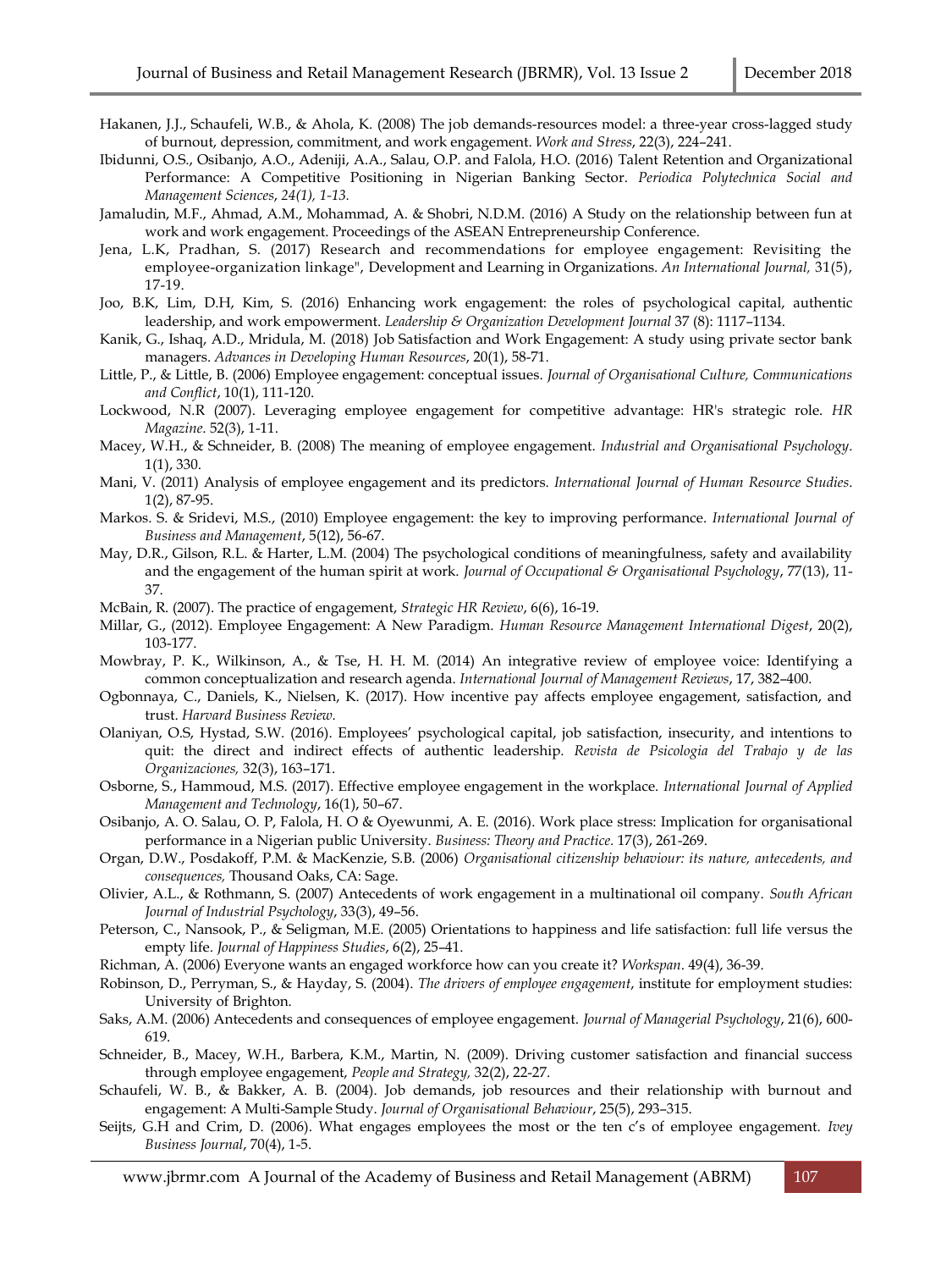Hakanen, J.J., Schaufeli, W.B., & Ahola, K. (2008) The job demands-resources model: a three-year cross-lagged study of burnout, depression, commitment, and work engagement. *Work and Stress*, 22(3), 224–241.

Ibidunni, O.S., Osibanjo, A.O., Adeniji, A.A., Salau, O.P. and Falola, H.O. (2016) Talent Retention and Organizational Performance: A Competitive Positioning in Nigerian Banking Sector. *Periodica Polytechnica Social and Management Sciences*, *24(1), 1-13.*

Jamaludin, M.F., Ahmad, A.M., Mohammad, A. & Shobri, N.D.M. (2016) A Study on the relationship between fun at work and work engagement. Proceedings of the ASEAN Entrepreneurship Conference.

Jena, L.K, Pradhan, S. (2017) Research and recommendations for employee engagement: Revisiting the employee-organization linkage", Development and Learning in Organizations. *An International Journal,* 31(5), 17-19.

Joo, B.K, Lim, D.H, Kim, S. (2016) Enhancing work engagement: the roles of psychological capital, authentic leadership, and work empowerment. *Leadership & Organization Development Journal* 37 (8): 1117–1134.

Kanik, G., Ishaq, A.D., Mridula, M. (2018) Job Satisfaction and Work Engagement: A study using private sector bank managers. *Advances in Developing Human Resources*, 20(1), 58-71.

Little, P., & Little, B. (2006) Employee engagement: conceptual issues. *Journal of Organisational Culture, Communications and Conflict*, 10(1), 111-120.

Lockwood, N.R (2007). Leveraging employee engagement for competitive advantage: HR's strategic role. *HR Magazine*. 52(3), 1-11.

Macey, W.H., & Schneider, B. (2008) The meaning of employee engagement. *Industrial and Organisational Psychology*. 1(1), 330.

Mani, V. (2011) Analysis of employee engagement and its predictors. *International Journal of Human Resource Studies*. 1(2), 87-95.

Markos. S. & Sridevi, M.S., (2010) Employee engagement: the key to improving performance. *International Journal of Business and Management*, 5(12), 56-67.

May, D.R., Gilson, R.L. & Harter, L.M. (2004) The psychological conditions of meaningfulness, safety and availability and the engagement of the human spirit at work. *Journal of Occupational & Organisational Psychology*, 77(13), 11-37.

McBain, R. (2007). The practice of engagement, *Strategic HR Review*, 6(6), 16-19.

Millar, G., (2012). Employee Engagement: A New Paradigm. *Human Resource Management International Digest*, 20(2), 103-177.

Mowbray, P. K., Wilkinson, A., & Tse, H. H. M. (2014) An integrative review of employee voice: Identifying a common conceptualization and research agenda. *International Journal of Management Reviews*, 17, 382–400.

Ogbonnaya, C., Daniels, K., Nielsen, K. (2017). How incentive pay affects employee engagement, satisfaction, and trust. *Harvard Business Review.*

Olaniyan, O.S, Hystad, S.W. (2016). Employees' psychological capital, job satisfaction, insecurity, and intentions to quit: the direct and indirect effects of authentic leadership. *Revista de Psicologia del Trabajo y de las Organizaciones,* 32(3), 163–171.

Osborne, S., Hammoud, M.S. (2017). Effective employee engagement in the workplace. *International Journal of Applied Management and Technology*, 16(1), 50–67.

Osibanjo, A. O. Salau, O. P, Falola, H. O & Oyewunmi, A. E. (2016). Work place stress: Implication for organisational performance in a Nigerian public University. *Business: Theory and Practice.* 17(3), 261-269.

Organ, D.W., Posdakoff, P.M. & MacKenzie, S.B. (2006) *Organisational citizenship behaviour: its nature, antecedents, and consequences,* Thousand Oaks, CA: Sage.

Olivier, A.L., & Rothmann, S. (2007) Antecedents of work engagement in a multinational oil company. *South African Journal of Industrial Psychology*, 33(3), 49–56.

Peterson, C., Nansook, P., & Seligman, M.E. (2005) Orientations to happiness and life satisfaction: full life versus the empty life. *Journal of Happiness Studies*, 6(2), 25–41.

Richman, A. (2006) Everyone wants an engaged workforce how can you create it? *Workspan*. 49(4), 36-39.

Robinson, D., Perryman, S., & Hayday, S. (2004). *The drivers of employee engagement*, institute for employment studies: University of Brighton.

Saks, A.M. (2006) Antecedents and consequences of employee engagement. *Journal of Managerial Psychology*, 21(6), 600-619.

Schneider, B., Macey, W.H., Barbera, K.M., Martin, N. (2009). Driving customer satisfaction and financial success through employee engagement, *People and Strategy,* 32(2), 22-27.

Schaufeli, W. B., & Bakker, A. B. (2004). Job demands, job resources and their relationship with burnout and engagement: A Multi-Sample Study. *Journal of Organisational Behaviour*, 25(5), 293–315.

Seijts, G.H and Crim, D. (2006). What engages employees the most or the ten c's of employee engagement. *Ivey Business Journal*, 70(4), 1-5.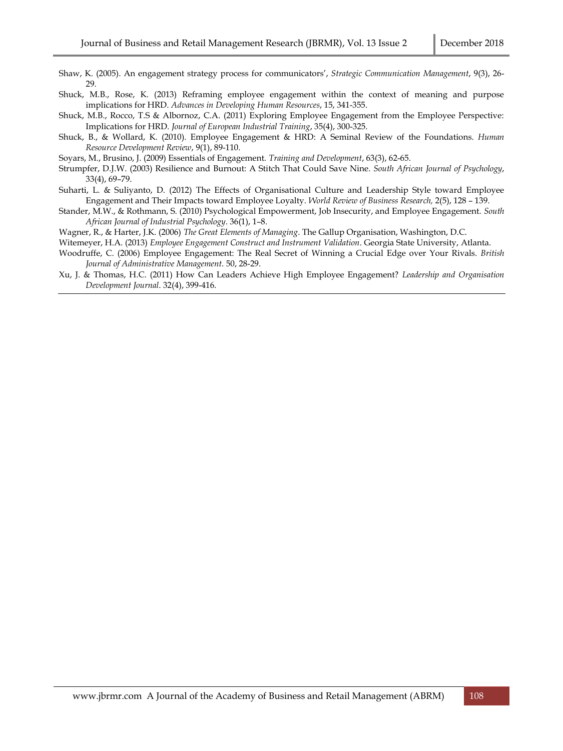Shaw, K. (2005). An engagement strategy process for communicators', *Strategic Communication Management*, 9(3), 26-29.

Shuck, M.B., Rose, K. (2013) Reframing employee engagement within the context of meaning and purpose implications for HRD. *Advances in Developing Human Resources*, 15, 341-355.

Shuck, M.B., Rocco, T.S & Albornoz, C.A. (2011) Exploring Employee Engagement from the Employee Perspective: Implications for HRD. *Journal of European Industrial Training*, 35(4), 300-325.

Shuck, B., & Wollard, K. (2010). Employee Engagement & HRD: A Seminal Review of the Foundations. *Human Resource Development Review*, 9(1), 89-110.

Soyars, M., Brusino, J. (2009) Essentials of Engagement. *Training and Development*, 63(3), 62-65.

Strumpfer, D.J.W. (2003) Resilience and Burnout: A Stitch That Could Save Nine. *South African Journal of Psychology*, 33(4), 69–79.

Suharti, L. & Suliyanto, D. (2012) The Effects of Organisational Culture and Leadership Style toward Employee Engagement and Their Impacts toward Employee Loyalty. *World Review of Business Research,* 2(5), 128 – 139.

Stander, M.W., & Rothmann, S. (2010) Psychological Empowerment, Job Insecurity, and Employee Engagement. *South African Journal of Industrial Psychology*. 36(1), 1–8.

Wagner, R., & Harter, J.K. (2006) *The Great Elements of Managing*. The Gallup Organisation, Washington, D.C.

Witemeyer, H.A. (2013) *Employee Engagement Construct and Instrument Validation*. Georgia State University, Atlanta.

Woodruffe, C. (2006) Employee Engagement: The Real Secret of Winning a Crucial Edge over Your Rivals. *British Journal of Administrative Management*. 50, 28-29.

Xu, J. & Thomas, H.C. (2011) How Can Leaders Achieve High Employee Engagement? *Leadership and Organisation Development Journal*. 32(4), 399-416.